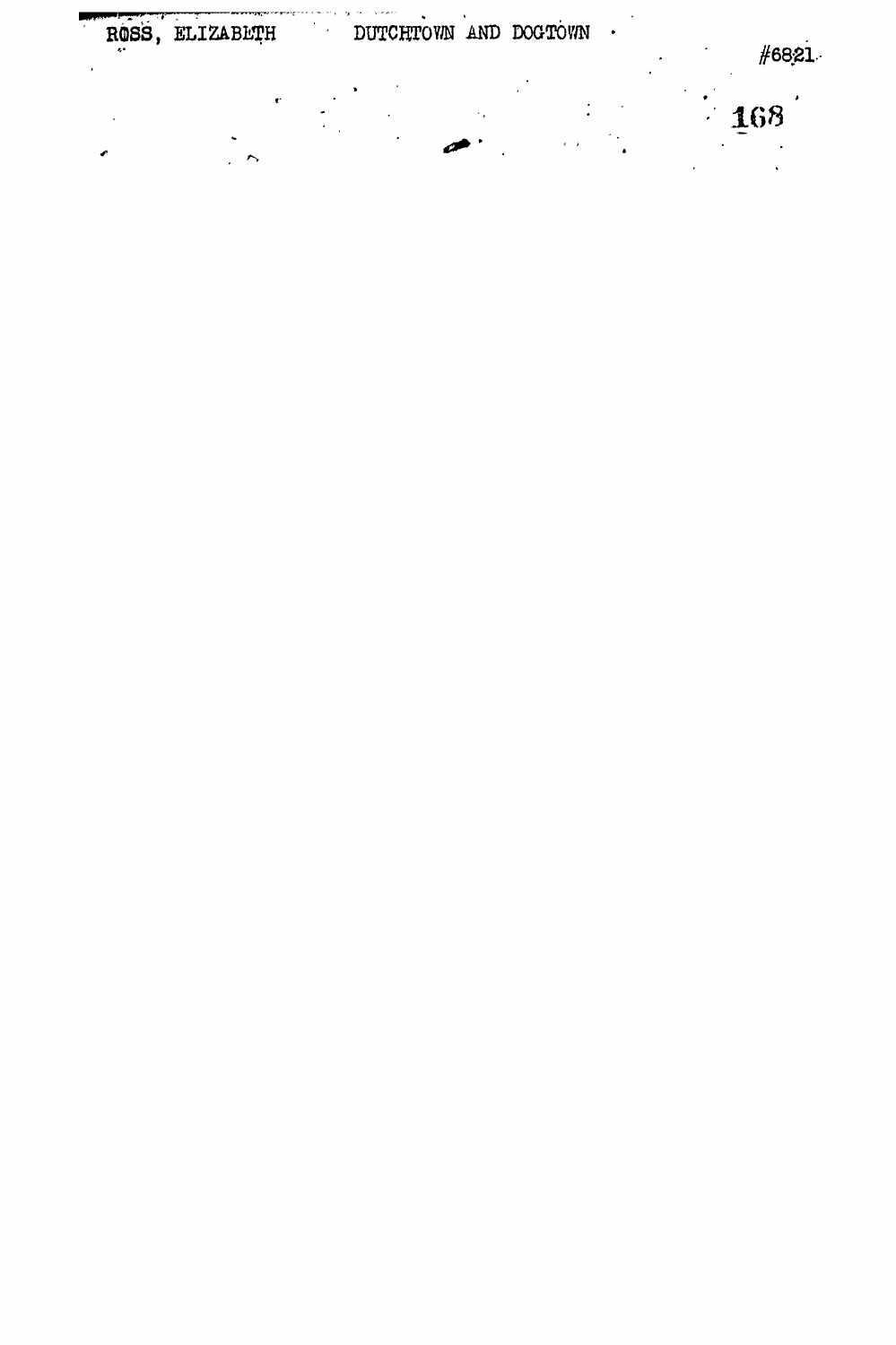ROSS, ELIZABETH DUTCHTOWN AND DOGTOWN #6821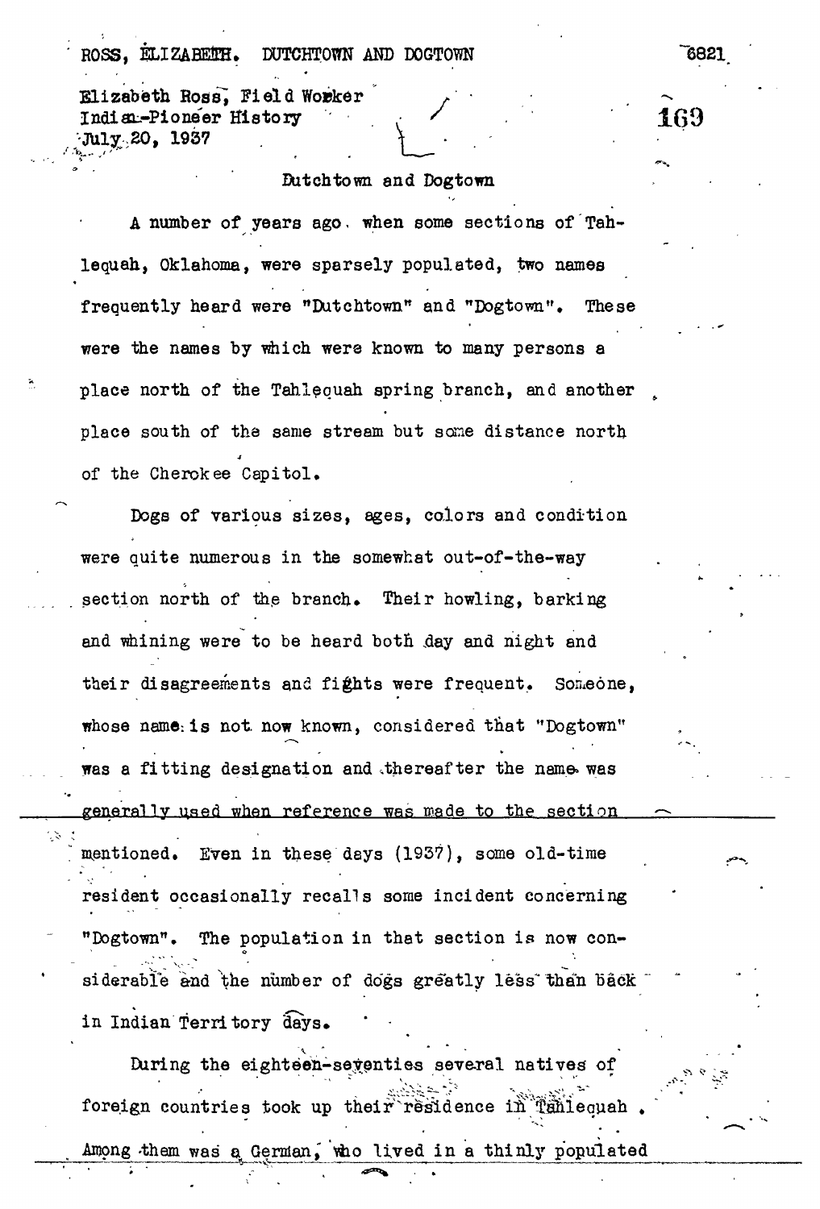Elizabeth Ross, Field Worker
Indian-Pioneer History
July 20, 1937

## Dutchtown and Dogtown

A number of years ago, when some sections of Tahlequah, Oklahoma, were sparsely populated, two names frequently heard were "Dutchtown" and "Dogtown". These were the names by which were known to many persons a place north of the Tahlequah spring branch, and another place south of the same stream but some distance north of the Cherokee Capitol.

Dogs of various sizes, ages, colors and condition were quite numerous in the somewhat out-of-the-way section north of the branch. Their howling, barking and whining were to be heard both day and night and their disagreements and fights were frequent. Someone, whose name is not now known, considered that "Dogtown" was a fitting designation and thereafter the name was generally used when reference was made to the section mentioned. Even in these days (1937), some old-time resident occasionally recalls some incident concerning "Dogtown". The population in that section is now considerable and the number of dogs greatly less than back in Indian Territory days.

During the eighteen-seventies several natives of foreign countries took up their residence in Tahlequah. Among them was a German, who lived in a thinly populated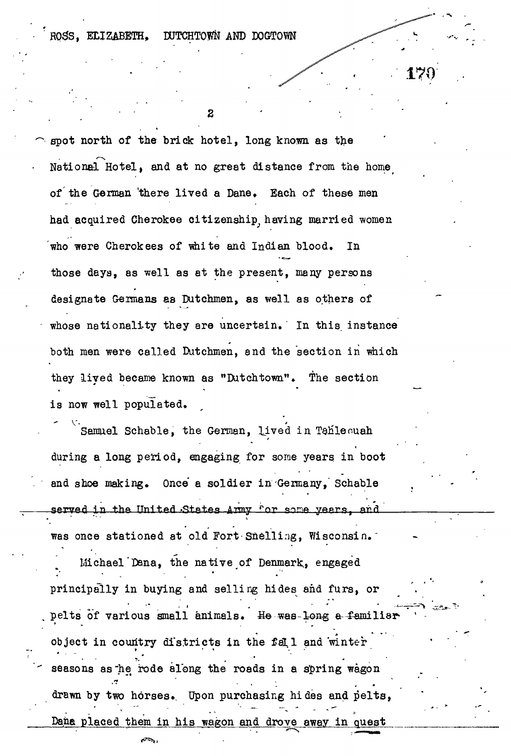spot north of the brick hotel, long known as the National Hotel, and at no great distance from the home of the German there lived a Dane. Each of these men had acquired Cherokee citizenship, having married women who were Cherokees of white and Indian blood. In those days, as well as at the present, many persons designate Germans as Dutchmen, as well as others of whose nationality they are uncertain. In this instance both men were called Dutchmen, and the section in which they lived became known as "Dutchtown". The section is now well populated.

Samuel Schable, the German, lived in Tahlequah during a long period, engaging for some years in boot and shoe making. Once a soldier in Germany, Schable served in the United States Army for some years, and was once stationed at old Fort Snelling, Wisconsin.

Michael Dana, the native of Denmark, engaged principally in buying and selling hides and furs, or pelts of various small animals. ~~He was long a familiar~~ object in country districts in the fall and winter seasons as he rode along the roads in a spring wagon drawn by two horses. Upon purchasing hides and pelts, Dana placed them in his wagon and drove away in quest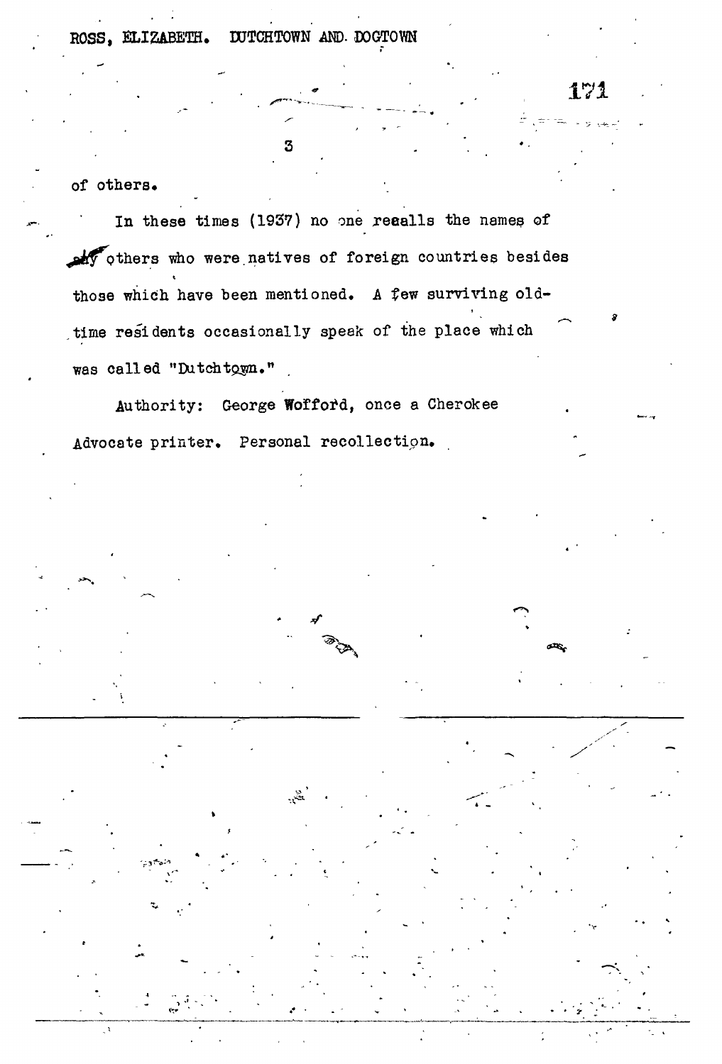of others.

In these times (1937) no one recalls the names of any others who were natives of foreign countries besides those which have been mentioned. A few surviving old-time residents occasionally speak of the place which was called "Dutchtown."

Authority: George Wofford, once a Cherokee Advocate printer. Personal recollection.